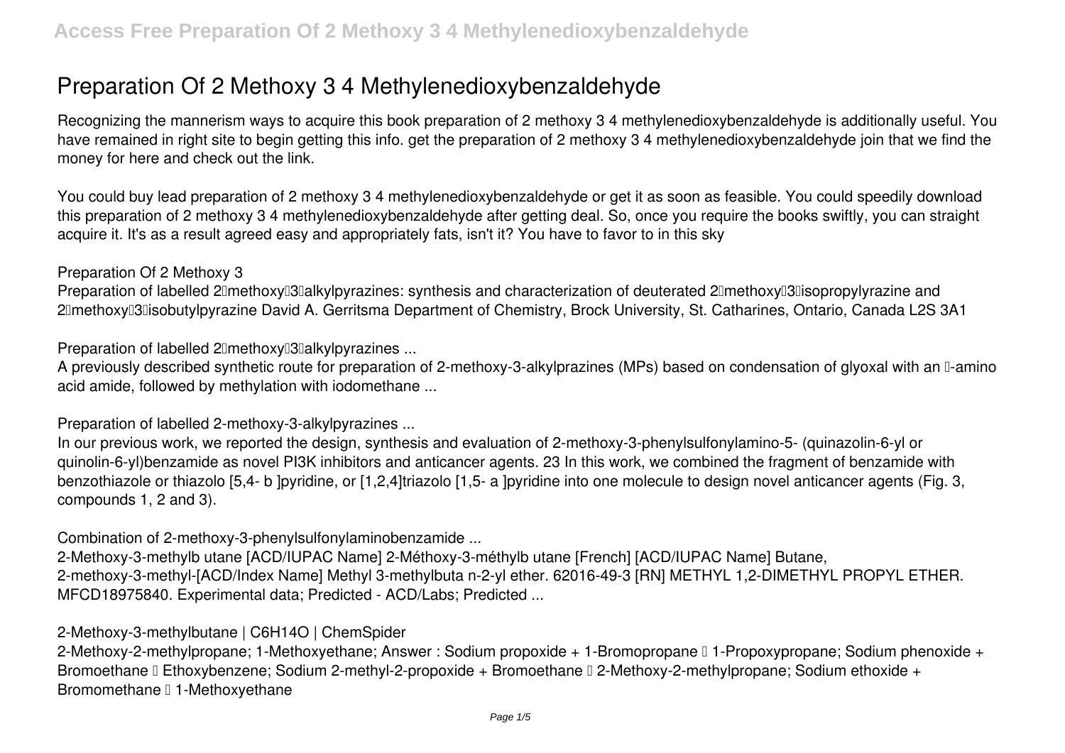# Preparation Of 2 Methoxy 3 4 Methylenedioxybenzaldehyde

Recognizing the mannerism ways to acquire this book preparation of 2 methoxy 3 4 methylenedioxybenzaldehyde is additionally useful. You have remained in right site to begin getting this info. get the preparation of 2 methoxy 3 4 methylenedioxybenzaldehyde join that we find the money for here and check out the link.

You could buy lead preparation of 2 methoxy 3 4 methylenedioxybenzaldehyde or get it as soon as feasible. You could speedily download this preparation of 2 methoxy 3 4 methylenedioxybenzaldehyde after getting deal. So, once you require the books swiftly, you can straight acquire it. It's as a result agreed easy and appropriately fats, isn't it? You have to favor to in this sky

**Preparation Of 2 Methoxy 3**

Preparation of labelled 2‐methoxy‐3‐alkylpyrazines: synthesis and characterization of deuterated 2‐methoxy‐3‐isopropylyrazine and 2‐methoxy‐3‐isobutylpyrazine David A. Gerritsma Department of Chemistry, Brock University, St. Catharines, Ontario, Canada L2S 3A1

**Preparation of labelled 2‐methoxy‐3‐alkylpyrazines ...**

A previously described synthetic route for preparation of 2-methoxy-3-alkylprazines (MPs) based on condensation of glyoxal with an α-amino acid amide, followed by methylation with iodomethane ...

**Preparation of labelled 2-methoxy-3-alkylpyrazines ...**

In our previous work, we reported the design, synthesis and evaluation of 2-methoxy-3-phenylsulfonylamino-5- (quinazolin-6-yl or quinolin-6-yl)benzamide as novel PI3K inhibitors and anticancer agents. 23 In this work, we combined the fragment of benzamide with benzothiazole or thiazolo [5,4- b ]pyridine, or [1,2,4]triazolo [1,5- a ]pyridine into one molecule to design novel anticancer agents (Fig. 3, compounds 1, 2 and 3).

**Combination of 2-methoxy-3-phenylsulfonylaminobenzamide ...**

2-Methoxy-3-methylb utane [ACD/IUPAC Name] 2-Méthoxy-3-méthylb utane [French] [ACD/IUPAC Name] Butane, 2-methoxy-3-methyl-[ACD/Index Name] Methyl 3-methylbuta n-2-yl ether. 62016-49-3 [RN] METHYL 1,2-DIMETHYL PROPYL ETHER. MFCD18975840. Experimental data; Predicted - ACD/Labs; Predicted ...

**2-Methoxy-3-methylbutane | $C_6H_{14}O$ | ChemSpider**

2-Methoxy-2-methylpropane; 1-Methoxyethane; Answer : Sodium propoxide + 1-Bromopropane → 1-Propoxypropane; Sodium phenoxide + Bromoethane → Ethoxybenzene; Sodium 2-methyl-2-propoxide + Bromoethane → 2-Methoxy-2-methylpropane; Sodium ethoxide + Bromomethane → 1-Methoxyethane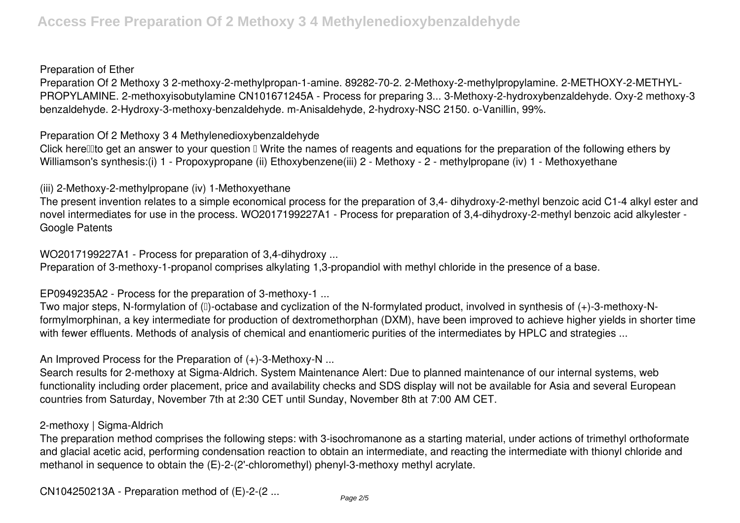## Preparation of Ether

Preparation Of 2 Methoxy 3 2-methoxy-2-methylpropan-1-amine. 89282-70-2. 2-Methoxy-2-methylpropylamine. 2-METHOXY-2-METHYL-PROPYLAMINE. 2-methoxyisobutylamine CN101671245A - Process for preparing 3... 3-Methoxy-2-hydroxybenzaldehyde. Oxy-2 methoxy-3 benzaldehyde. 2-Hydroxy-3-methoxy-benzaldehyde. m-Anisaldehyde, 2-hydroxy-NSC 2150. o-Vanillin, 99%.

## Preparation Of 2 Methoxy 3 4 Methylenedioxybenzaldehyde

Click here to get an answer to your question Write the names of reagents and equations for the preparation of the following ethers by Williamson's synthesis:(i) 1 - Propoxypropane (ii) Ethoxybenzene(iii) 2 - Methoxy - 2 - methylpropane (iv) 1 - Methoxyethane

## (iii) 2-Methoxy-2-methylpropane (iv) 1-Methoxyethane

The present invention relates to a simple economical process for the preparation of 3,4- dihydroxy-2-methyl benzoic acid C1-4 alkyl ester and novel intermediates for use in the process. WO2017199227A1 - Process for preparation of 3,4-dihydroxy-2-methyl benzoic acid alkylester - Google Patents

## WO2017199227A1 - Process for preparation of 3,4-dihydroxy ...

Preparation of 3-methoxy-1-propanol comprises alkylating 1,3-propandiol with methyl chloride in the presence of a base.

## EP0949235A2 - Process for the preparation of 3-methoxy-1 ...

Two major steps, N-formylation of (–)-octabase and cyclization of the N-formylated product, involved in synthesis of (+)-3-methoxy-N-formylmorphinan, a key intermediate for production of dextromethorphan (DXM), have been improved to achieve higher yields in shorter time with fewer effluents. Methods of analysis of chemical and enantiomeric purities of the intermediates by HPLC and strategies ...

## An Improved Process for the Preparation of (+)-3-Methoxy-N ...

Search results for 2-methoxy at Sigma-Aldrich. System Maintenance Alert: Due to planned maintenance of our internal systems, web functionality including order placement, price and availability checks and SDS display will not be available for Asia and several European countries from Saturday, November 7th at 2:30 CET until Sunday, November 8th at 7:00 AM CET.

## 2-methoxy | Sigma-Aldrich

The preparation method comprises the following steps: with 3-isochromanone as a starting material, under actions of trimethyl orthoformate and glacial acetic acid, performing condensation reaction to obtain an intermediate, and reacting the intermediate with thionyl chloride and methanol in sequence to obtain the (E)-2-(2'-chloromethyl) phenyl-3-methoxy methyl acrylate.

## CN104250213A - Preparation method of (E)-2-(2 ...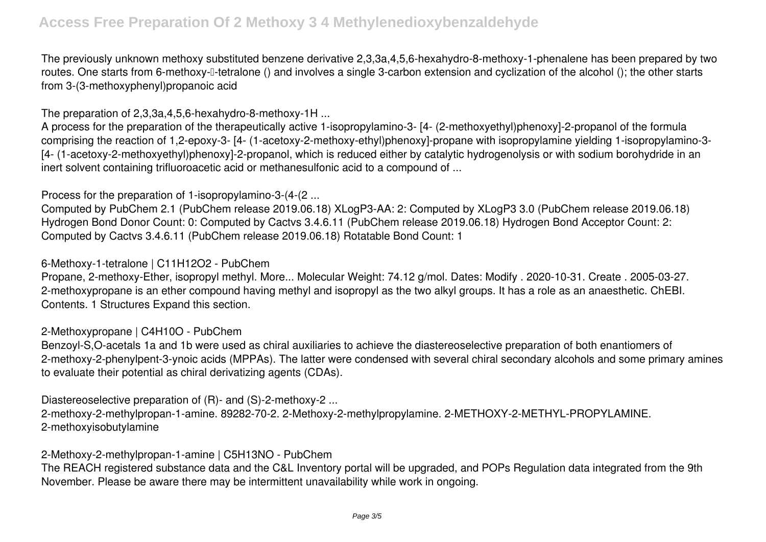The previously unknown methoxy substituted benzene derivative 2,3,3a,4,5,6-hexahydro-8-methoxy-1-phenalene has been prepared by two routes. One starts from 6-methoxy-�-tetralone () and involves a single 3-carbon extension and cyclization of the alcohol (); the other starts from 3-(3-methoxyphenyl)propanoic acid

The preparation of 2,3,3a,4,5,6-hexahydro-8-methoxy-1H ...

A process for the preparation of the therapeutically active 1-isopropylamino-3- [4- (2-methoxyethyl)phenoxy]-2-propanol of the formula comprising the reaction of 1,2-epoxy-3- [4- (1-acetoxy-2-methoxy-ethyl)phenoxy]-propane with isopropylamine yielding 1-isopropylamino-3-[4- (1-acetoxy-2-methoxyethyl)phenoxy]-2-propanol, which is reduced either by catalytic hydrogenolysis or with sodium borohydride in an inert solvent containing trifluoroacetic acid or methanesulfonic acid to a compound of ...

Process for the preparation of 1-isopropylamino-3-(4-(2 ...

Computed by PubChem 2.1 (PubChem release 2019.06.18) XLogP3-AA: 2: Computed by XLogP3 3.0 (PubChem release 2019.06.18) Hydrogen Bond Donor Count: 0: Computed by Cactvs 3.4.6.11 (PubChem release 2019.06.18) Hydrogen Bond Acceptor Count: 2: Computed by Cactvs 3.4.6.11 (PubChem release 2019.06.18) Rotatable Bond Count: 1

6-Methoxy-1-tetralone | $C_{11}H_{12}O_2$ - PubChem

Propane, 2-methoxy-Ether, isopropyl methyl. More... Molecular Weight: 74.12 g/mol. Dates: Modify . 2020-10-31. Create . 2005-03-27. 2-methoxypropane is an ether compound having methyl and isopropyl as the two alkyl groups. It has a role as an anaesthetic. ChEBI. Contents. 1 Structures Expand this section.

2-Methoxypropane | $C_4H_{10}O$ - PubChem

Benzoyl-S,O-acetals 1a and 1b were used as chiral auxiliaries to achieve the diastereoselective preparation of both enantiomers of 2-methoxy-2-phenylpent-3-ynoic acids (MPPAs). The latter were condensed with several chiral secondary alcohols and some primary amines to evaluate their potential as chiral derivatizing agents (CDAs).

Diastereoselective preparation of (R)- and (S)-2-methoxy-2 ...

2-methoxy-2-methylpropan-1-amine. 89282-70-2. 2-Methoxy-2-methylpropylamine. 2-METHOXY-2-METHYL-PROPYLAMINE. 2-methoxyisobutylamine

2-Methoxy-2-methylpropan-1-amine | $C_5H_{13}NO$ - PubChem

The REACH registered substance data and the C&L Inventory portal will be upgraded, and POPs Regulation data integrated from the 9th November. Please be aware there may be intermittent unavailability while work in ongoing.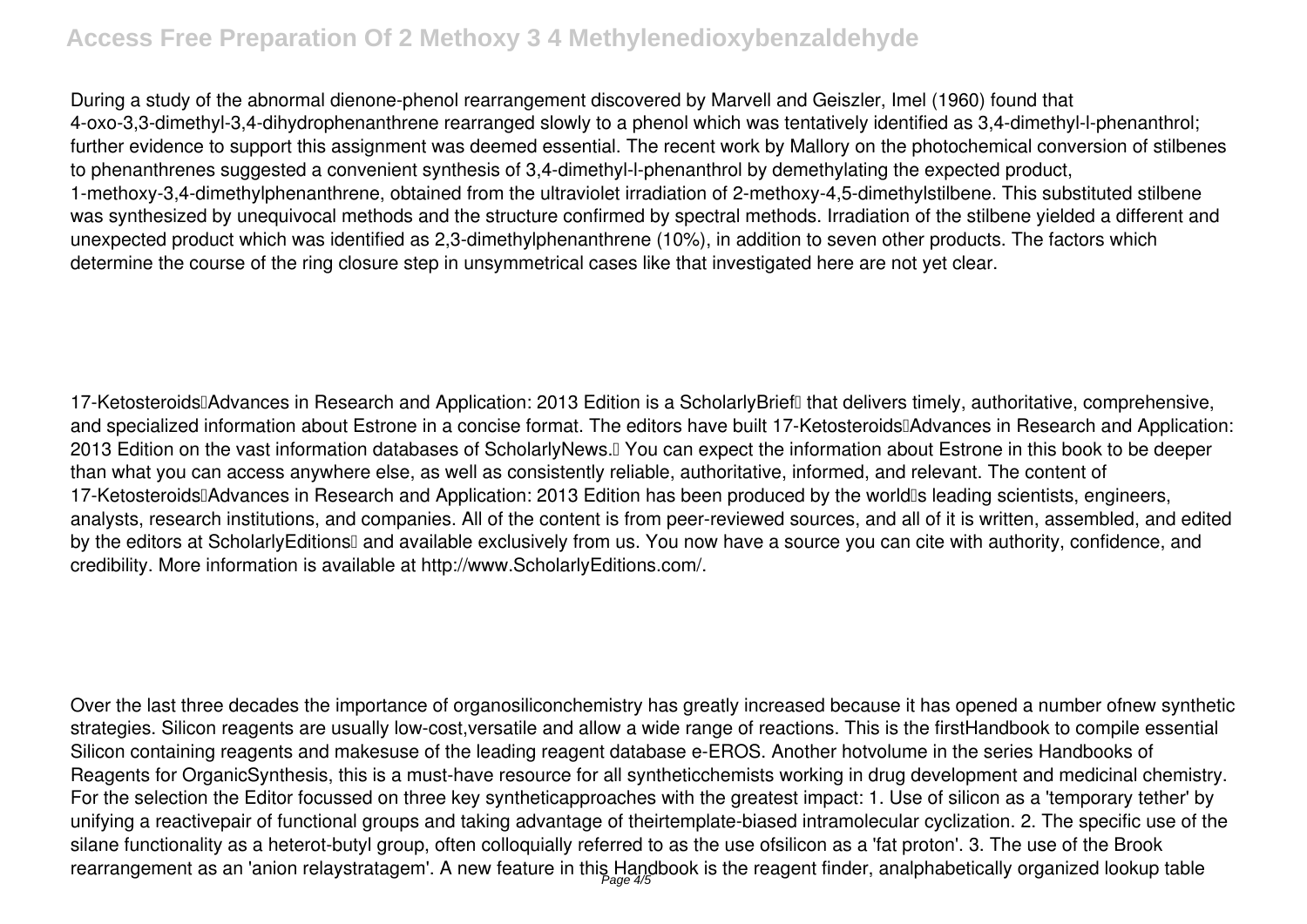During a study of the abnormal dienone-phenol rearrangement discovered by Marvell and Geiszler, Imel (1960) found that 4-oxo-3,3-dimethyl-3,4-dihydrophenanthrene rearranged slowly to a phenol which was tentatively identified as 3,4-dimethyl-l-phenanthrol; further evidence to support this assignment was deemed essential. The recent work by Mallory on the photochemical conversion of stilbenes to phenanthrenes suggested a convenient synthesis of 3,4-dimethyl-l-phenanthrol by demethylating the expected product, 1-methoxy-3,4-dimethylphenanthrene, obtained from the ultraviolet irradiation of 2-methoxy-4,5-dimethylstilbene. This substituted stilbene was synthesized by unequivocal methods and the structure confirmed by spectral methods. Irradiation of the stilbene yielded a different and unexpected product which was identified as 2,3-dimethylphenanthrene (10%), in addition to seven other products. The factors which determine the course of the ring closure step in unsymmetrical cases like that investigated here are not yet clear.

17-Ketosteroids—Advances in Research and Application: 2013 Edition is a ScholarlyBrief™ that delivers timely, authoritative, comprehensive, and specialized information about Estrone in a concise format. The editors have built 17-Ketosteroids—Advances in Research and Application: 2013 Edition on the vast information databases of ScholarlyNews.™ You can expect the information about Estrone in this book to be deeper than what you can access anywhere else, as well as consistently reliable, authoritative, informed, and relevant. The content of 17-Ketosteroids—Advances in Research and Application: 2013 Edition has been produced by the world's leading scientists, engineers, analysts, research institutions, and companies. All of the content is from peer-reviewed sources, and all of it is written, assembled, and edited by the editors at ScholarlyEditions™ and available exclusively from us. You now have a source you can cite with authority, confidence, and credibility. More information is available at http://www.ScholarlyEditions.com/.

Over the last three decades the importance of organosiliconchemistry has greatly increased because it has opened a number ofnew synthetic strategies. Silicon reagents are usually low-cost,versatile and allow a wide range of reactions. This is the firstHandbook to compile essential Silicon containing reagents and makesuse of the leading reagent database e-EROS. Another hotvolume in the series Handbooks of Reagents for OrganicSynthesis, this is a must-have resource for all syntheticchemists working in drug development and medicinal chemistry. For the selection the Editor focussed on three key syntheticapproaches with the greatest impact: 1. Use of silicon as a 'temporary tether' by unifying a reactivepair of functional groups and taking advantage of theirtemplate-biased intramolecular cyclization. 2. The specific use of the silane functionality as a heterot-butyl group, often colloquially referred to as the use ofsilicon as a 'fat proton'. 3. The use of the Brook rearrangement as an 'anion relaystratagem'. A new feature in this Handbook is the reagent finder, analphabetically organized lookup table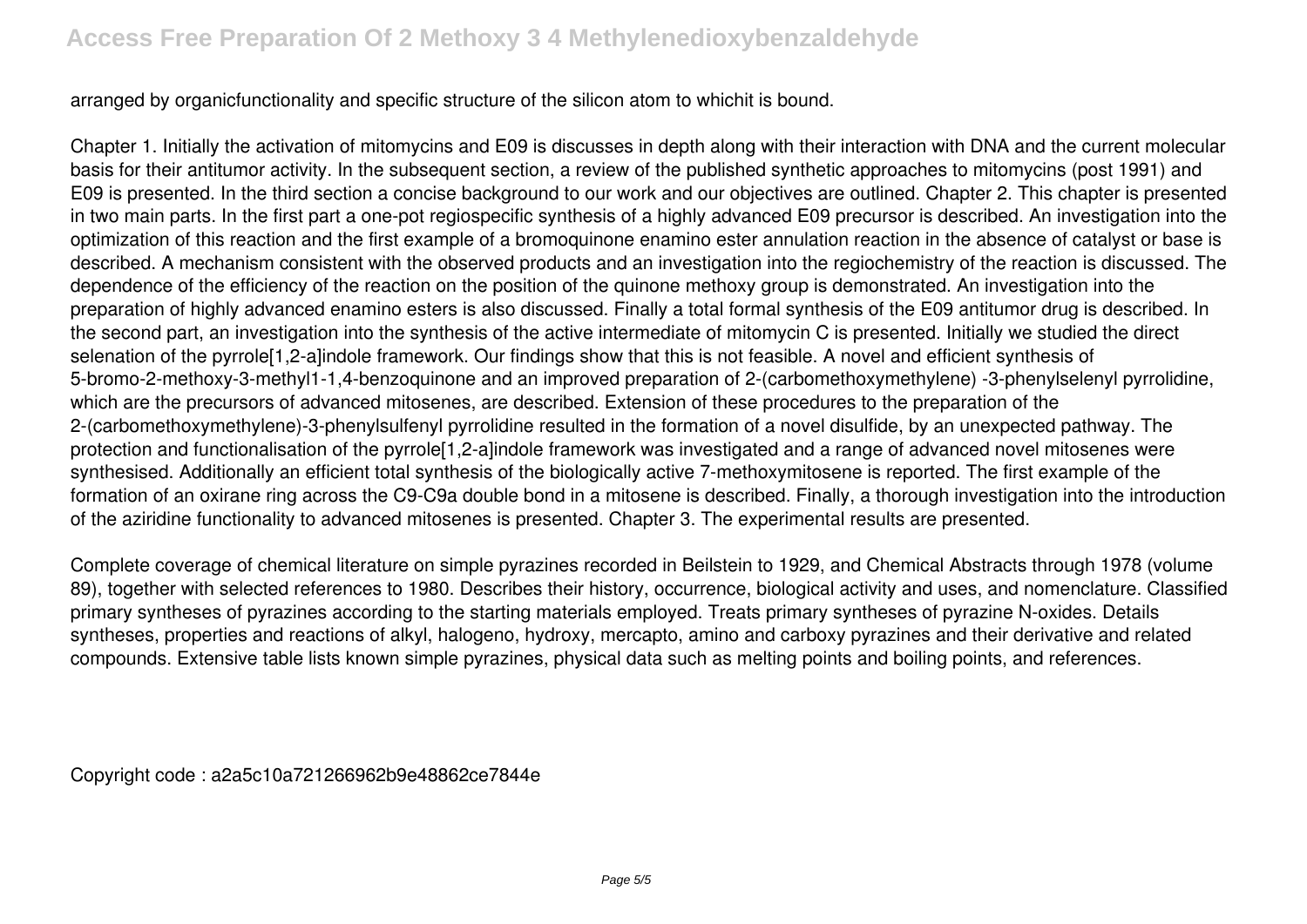arranged by organicfunctionality and specific structure of the silicon atom to whichit is bound.

Chapter 1. Initially the activation of mitomycins and E09 is discusses in depth along with their interaction with DNA and the current molecular basis for their antitumor activity. In the subsequent section, a review of the published synthetic approaches to mitomycins (post 1991) and E09 is presented. In the third section a concise background to our work and our objectives are outlined. Chapter 2. This chapter is presented in two main parts. In the first part a one-pot regiospecific synthesis of a highly advanced E09 precursor is described. An investigation into the optimization of this reaction and the first example of a bromoquinone enamino ester annulation reaction in the absence of catalyst or base is described. A mechanism consistent with the observed products and an investigation into the regiochemistry of the reaction is discussed. The dependence of the efficiency of the reaction on the position of the quinone methoxy group is demonstrated. An investigation into the preparation of highly advanced enamino esters is also discussed. Finally a total formal synthesis of the E09 antitumor drug is described. In the second part, an investigation into the synthesis of the active intermediate of mitomycin C is presented. Initially we studied the direct selenation of the pyrrole[1,2-a]indole framework. Our findings show that this is not feasible. A novel and efficient synthesis of 5-bromo-2-methoxy-3-methyl1-1,4-benzoquinone and an improved preparation of 2-(carbomethoxymethylene) -3-phenylselenyl pyrrolidine, which are the precursors of advanced mitosenes, are described. Extension of these procedures to the preparation of the 2-(carbomethoxymethylene)-3-phenylsulfenyl pyrrolidine resulted in the formation of a novel disulfide, by an unexpected pathway. The protection and functionalisation of the pyrrole[1,2-a]indole framework was investigated and a range of advanced novel mitosenes were synthesised. Additionally an efficient total synthesis of the biologically active 7-methoxymitosene is reported. The first example of the formation of an oxirane ring across the C9-C9a double bond in a mitosene is described. Finally, a thorough investigation into the introduction of the aziridine functionality to advanced mitosenes is presented. Chapter 3. The experimental results are presented.

Complete coverage of chemical literature on simple pyrazines recorded in Beilstein to 1929, and Chemical Abstracts through 1978 (volume 89), together with selected references to 1980. Describes their history, occurrence, biological activity and uses, and nomenclature. Classified primary syntheses of pyrazines according to the starting materials employed. Treats primary syntheses of pyrazine N-oxides. Details syntheses, properties and reactions of alkyl, halogeno, hydroxy, mercapto, amino and carboxy pyrazines and their derivative and related compounds. Extensive table lists known simple pyrazines, physical data such as melting points and boiling points, and references.

Copyright code : a2a5c10a721266962b9e48862ce7844e